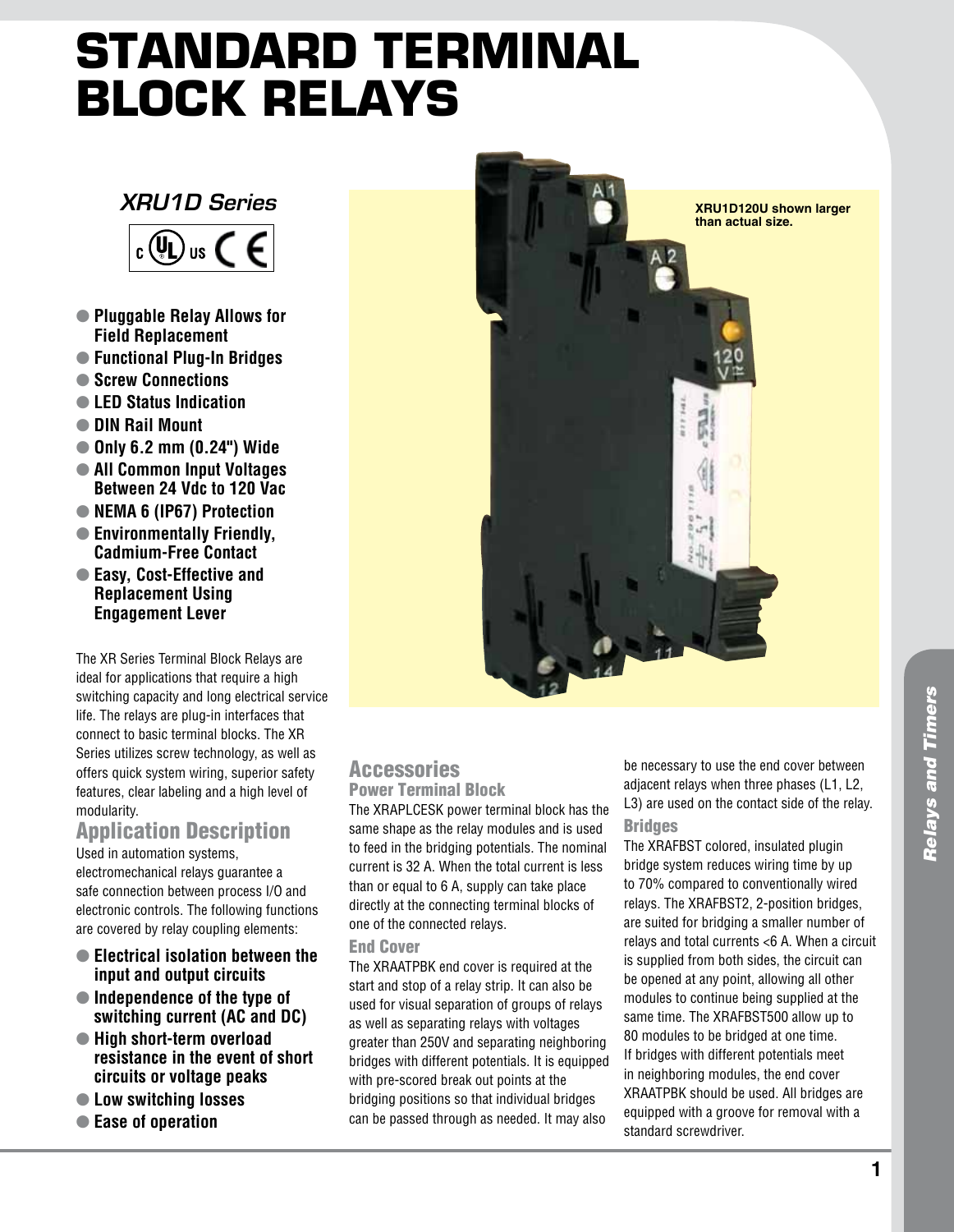# STANDARD TERMINAL BLOCK RELAYS

## *XRU1D Series*

c UL us CE

- **Pluggable Relay Allows for Field Replacement**
- **Functional Plug-In Bridges**
- **Screw Connections**
- **LED Status Indication**
- **DIN Rail Mount**
- **Only 6.2 mm (0.24") Wide**
- **All Common Input Voltages Between 24 Vdc to 120 Vac**
- **NEMA 6 (IP67) Protection**
- **Environmentally Friendly, Cadmium-Free Contact**
- **Easy, Cost-Effective and Replacement Using Engagement Lever**

The XR Series Terminal Block Relays are ideal for applications that require a high switching capacity and long electrical service life. The relays are plug-in interfaces that connect to basic terminal blocks. The XR Series utilizes screw technology, as well as offers quick system wiring, superior safety features, clear labeling and a high level of modularity.

**XRU1D120U shown larger than actual size.**

## Application Description

Used in automation systems, electromechanical relays guarantee a safe connection between process I/O and electronic controls. The following functions are covered by relay coupling elements:

- **Electrical isolation between the input and output circuits**
- **Independence of the type of switching current (AC and DC)**
- **High short-term overload resistance in the event of short circuits or voltage peaks**
- **Low switching losses**
- **Ease of operation**

## Accessories

### Power Terminal Block

The XRAPLCESK power terminal block has the same shape as the relay modules and is used to feed in the bridging potentials. The nominal current is 32 A. When the total current is less than or equal to 6 A, supply can take place directly at the connecting terminal blocks of one of the connected relays.

### End Cover

The XRAATPBK end cover is required at the start and stop of a relay strip. It can also be used for visual separation of groups of relays as well as separating relays with voltages greater than 250V and separating neighboring bridges with different potentials. It is equipped with pre-scored break out points at the bridging positions so that individual bridges can be passed through as needed. It may also be necessary to use the end cover between adjacent relays when three phases (L1, L2, L3) are used on the contact side of the relay.

### Bridges

The XRAFBST colored, insulated plugin bridge system reduces wiring time by up to 70% compared to conventionally wired relays. The XRAFBST2, 2-position bridges, are suited for bridging a smaller number of relays and total currents <6 A. When a circuit is supplied from both sides, the circuit can be opened at any point, allowing all other modules to continue being supplied at the same time. The XRAFBST500 allow up to 80 modules to be bridged at one time. If bridges with different potentials meet in neighboring modules, the end cover XRAATPBK should be used. All bridges are equipped with a groove for removal with a standard screwdriver.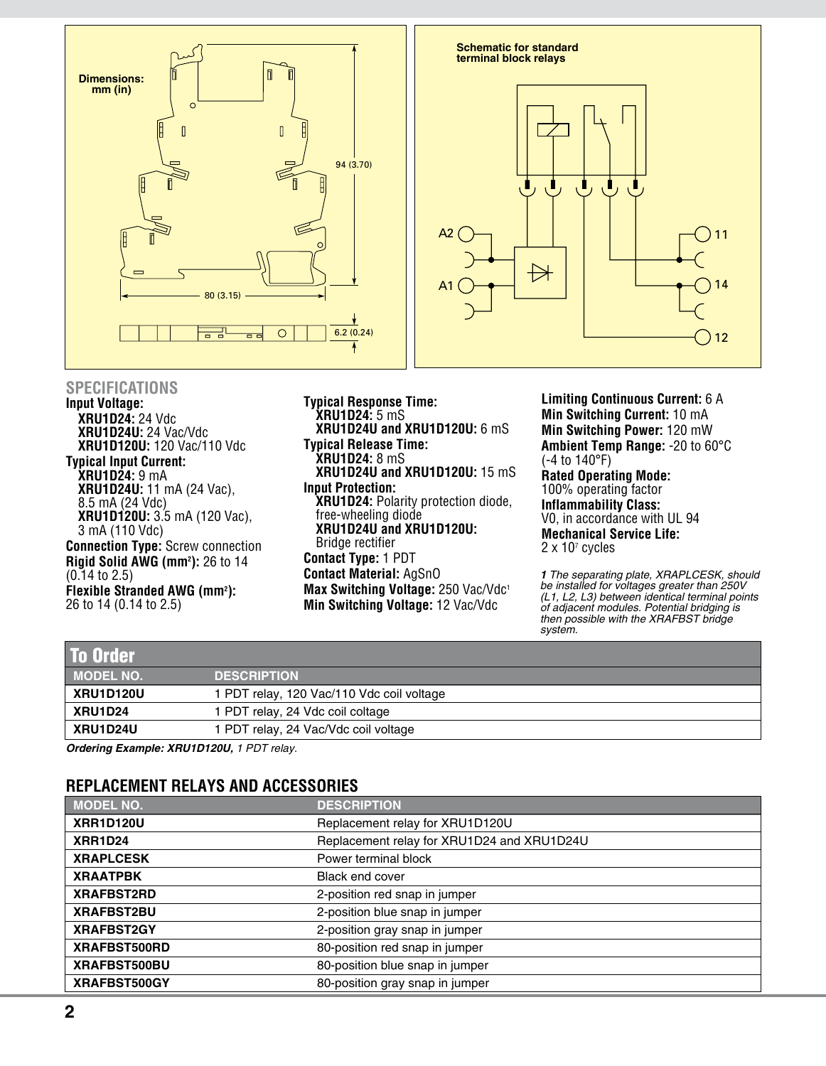Dimensions: mm (in)

94 (3.70)

80 (3.15)

6.2 (0.24)

Schematic for standard terminal block relays

A2

A1

11

14

12

## SPECIFICATIONS

**Input Voltage:**
**XRU1D24:** 24 Vdc
**XRU1D24U:** 24 Vac/Vdc
**XRU1D120U:** 120 Vac/110 Vdc

**Typical Input Current:**
**XRU1D24:** 9 mA
**XRU1D24U:** 11 mA (24 Vac), 8.5 mA (24 Vdc)
**XRU1D120U:** 3.5 mA (120 Vac), 3 mA (110 Vdc)

**Connection Type:** Screw connection

**Rigid Solid AWG (mm²):** 26 to 14 (0.14 to 2.5)

**Flexible Stranded AWG (mm²):** 26 to 14 (0.14 to 2.5)

**Typical Response Time:**
**XRU1D24:** 5 mS
**XRU1D24U and XRU1D120U:** 6 mS

**Typical Release Time:**
**XRU1D24:** 8 mS
**XRU1D24U and XRU1D120U:** 15 mS

**Input Protection:**
**XRU1D24:** Polarity protection diode, free-wheeling diode
**XRU1D24U and XRU1D120U:** Bridge rectifier

**Contact Type:** 1 PDT

**Contact Material:** AgSnO

**Max Switching Voltage:** 250 Vac/Vdc[1]

**Min Switching Voltage:** 12 Vac/Vdc

**Limiting Continuous Current:** 6 A

**Min Switching Current:** 10 mA

**Min Switching Power:** 120 mW

**Ambient Temp Range:** -20 to 60°C (-4 to 140°F)

**Rated Operating Mode:** 100% operating factor

**Inflammability Class:** V0, in accordance with UL 94

**Mechanical Service Life:** 2 x $10^7$ cycles

*[1] The separating plate, XRAPLCESK, should be installed for voltages greater than 250V (L1, L2, L3) between identical terminal points of adjacent modules. Potential bridging is then possible with the XRAFBST bridge system.*

## To Order

| MODEL NO. | DESCRIPTION |
|---|---|
| **XRU1D120U** | 1 PDT relay, 120 Vac/110 Vdc coil voltage |
| **XRU1D24** | 1 PDT relay, 24 Vdc coil coltage |
| **XRU1D24U** | 1 PDT relay, 24 Vac/Vdc coil voltage |

***Ordering Example: XRU1D120U,*** *1 PDT relay.*

## REPLACEMENT RELAYS AND ACCESSORIES

| MODEL NO. | DESCRIPTION |
|---|---|
| **XRR1D120U** | Replacement relay for XRU1D120U |
| **XRR1D24** | Replacement relay for XRU1D24 and XRU1D24U |
| **XRAPLCESK** | Power terminal block |
| **XRAATPBK** | Black end cover |
| **XRAFBST2RD** | 2-position red snap in jumper |
| **XRAFBST2BU** | 2-position blue snap in jumper |
| **XRAFBST2GY** | 2-position gray snap in jumper |
| **XRAFBST500RD** | 80-position red snap in jumper |
| **XRAFBST500BU** | 80-position blue snap in jumper |
| **XRAFBST500GY** | 80-position gray snap in jumper |